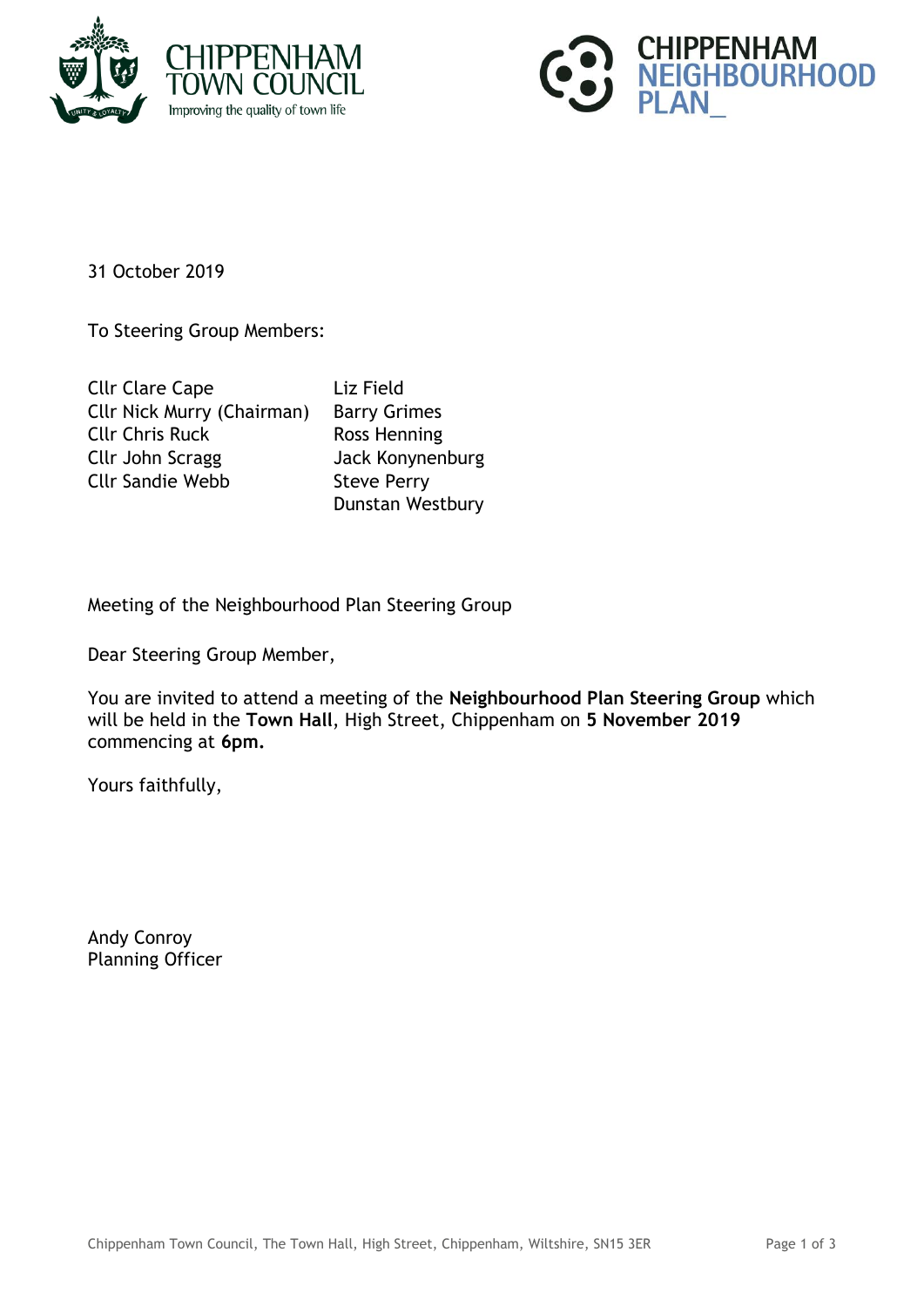31 October 2019

To Steering Group Members:

| | |
|---|---|
| Cllr Clare Cape | Liz Field |
| Cllr Nick Murry (Chairman) | Barry Grimes |
| Cllr Chris Ruck | Ross Henning |
| Cllr John Scragg | Jack Konynenburg |
| Cllr Sandie Webb | Steve Perry |
| | Dunstan Westbury |

Meeting of the Neighbourhood Plan Steering Group

Dear Steering Group Member,

You are invited to attend a meeting of the **Neighbourhood Plan Steering Group** which will be held in the **Town Hall**, High Street, Chippenham on **5 November 2019** commencing at **6pm.**

Yours faithfully,

Andy Conroy
Planning Officer

Chippenham Town Council, The Town Hall, High Street, Chippenham, Wiltshire, SN15 3ER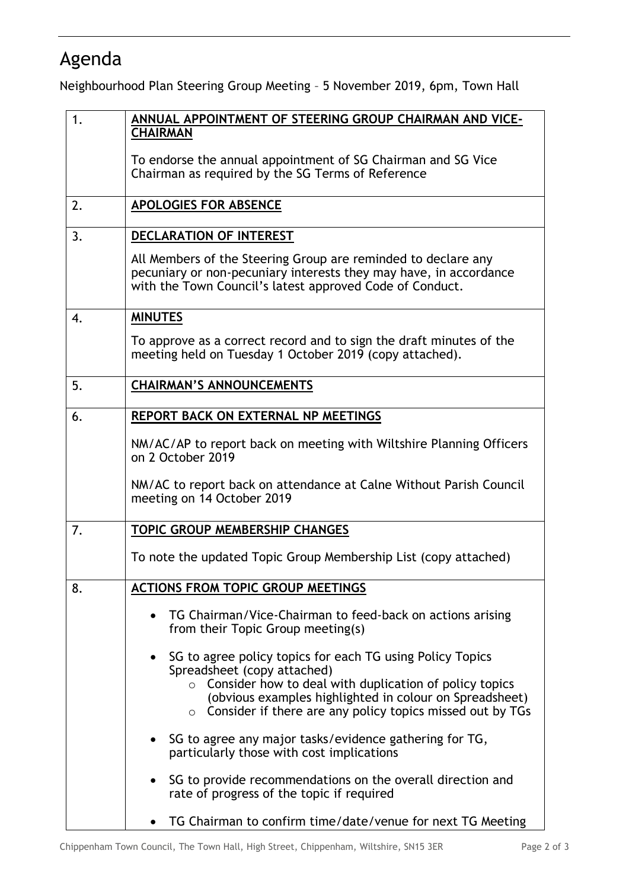# Agenda

Neighbourhood Plan Steering Group Meeting – 5 November 2019, 6pm, Town Hall

| | |
|---|---|
| 1. | **ANNUAL APPOINTMENT OF STEERING GROUP CHAIRMAN AND VICE-CHAIRMAN**<br><br>To endorse the annual appointment of SG Chairman and SG Vice Chairman as required by the SG Terms of Reference |
| 2. | **APOLOGIES FOR ABSENCE** |
| 3. | **DECLARATION OF INTEREST**<br><br>All Members of the Steering Group are reminded to declare any pecuniary or non-pecuniary interests they may have, in accordance with the Town Council's latest approved Code of Conduct. |
| 4. | **MINUTES**<br><br>To approve as a correct record and to sign the draft minutes of the meeting held on Tuesday 1 October 2019 (copy attached). |
| 5. | **CHAIRMAN'S ANNOUNCEMENTS** |
| 6. | **REPORT BACK ON EXTERNAL NP MEETINGS**<br><br>NM/AC/AP to report back on meeting with Wiltshire Planning Officers on 2 October 2019<br><br>NM/AC to report back on attendance at Calne Without Parish Council meeting on 14 October 2019 |
| 7. | **TOPIC GROUP MEMBERSHIP CHANGES**<br><br>To note the updated Topic Group Membership List (copy attached) |
| 8. | **ACTIONS FROM TOPIC GROUP MEETINGS**<br><br>• TG Chairman/Vice-Chairman to feed-back on actions arising from their Topic Group meeting(s)<br><br>• SG to agree policy topics for each TG using Policy Topics Spreadsheet (copy attached)<br>  ○ Consider how to deal with duplication of policy topics (obvious examples highlighted in colour on Spreadsheet)<br>  ○ Consider if there are any policy topics missed out by TGs<br><br>• SG to agree any major tasks/evidence gathering for TG, particularly those with cost implications<br><br>• SG to provide recommendations on the overall direction and rate of progress of the topic if required<br><br>• TG Chairman to confirm time/date/venue for next TG Meeting |

Chippenham Town Council, The Town Hall, High Street, Chippenham, Wiltshire, SN15 3ER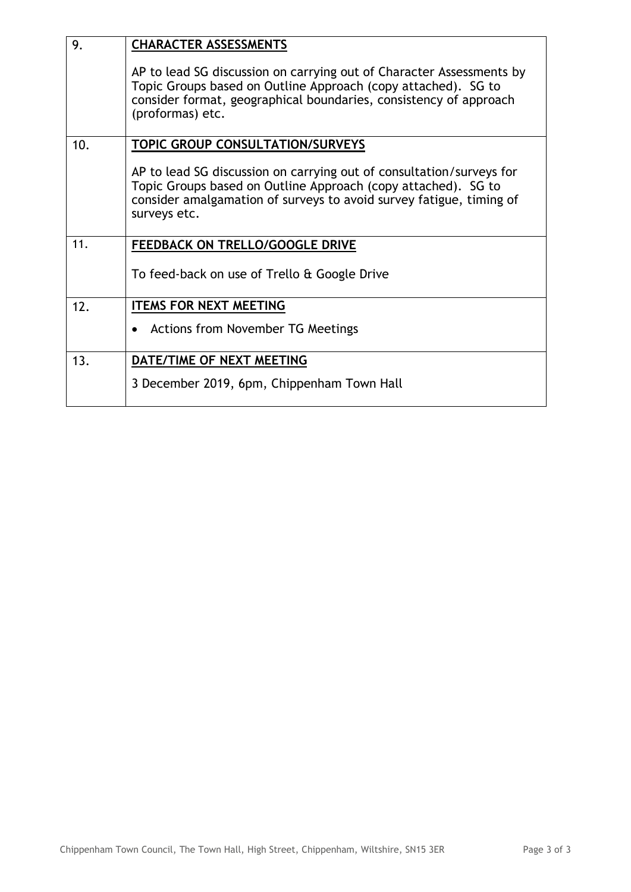| | |
|---|---|
| 9. | **CHARACTER ASSESSMENTS**<br><br>AP to lead SG discussion on carrying out of Character Assessments by Topic Groups based on Outline Approach (copy attached). SG to consider format, geographical boundaries, consistency of approach (proformas) etc. |
| 10. | **TOPIC GROUP CONSULTATION/SURVEYS**<br><br>AP to lead SG discussion on carrying out of consultation/surveys for Topic Groups based on Outline Approach (copy attached). SG to consider amalgamation of surveys to avoid survey fatigue, timing of surveys etc. |
| 11. | **FEEDBACK ON TRELLO/GOOGLE DRIVE**<br><br>To feed-back on use of Trello & Google Drive |
| 12. | **ITEMS FOR NEXT MEETING**<br><br>• Actions from November TG Meetings |
| 13. | **DATE/TIME OF NEXT MEETING**<br><br>3 December 2019, 6pm, Chippenham Town Hall |